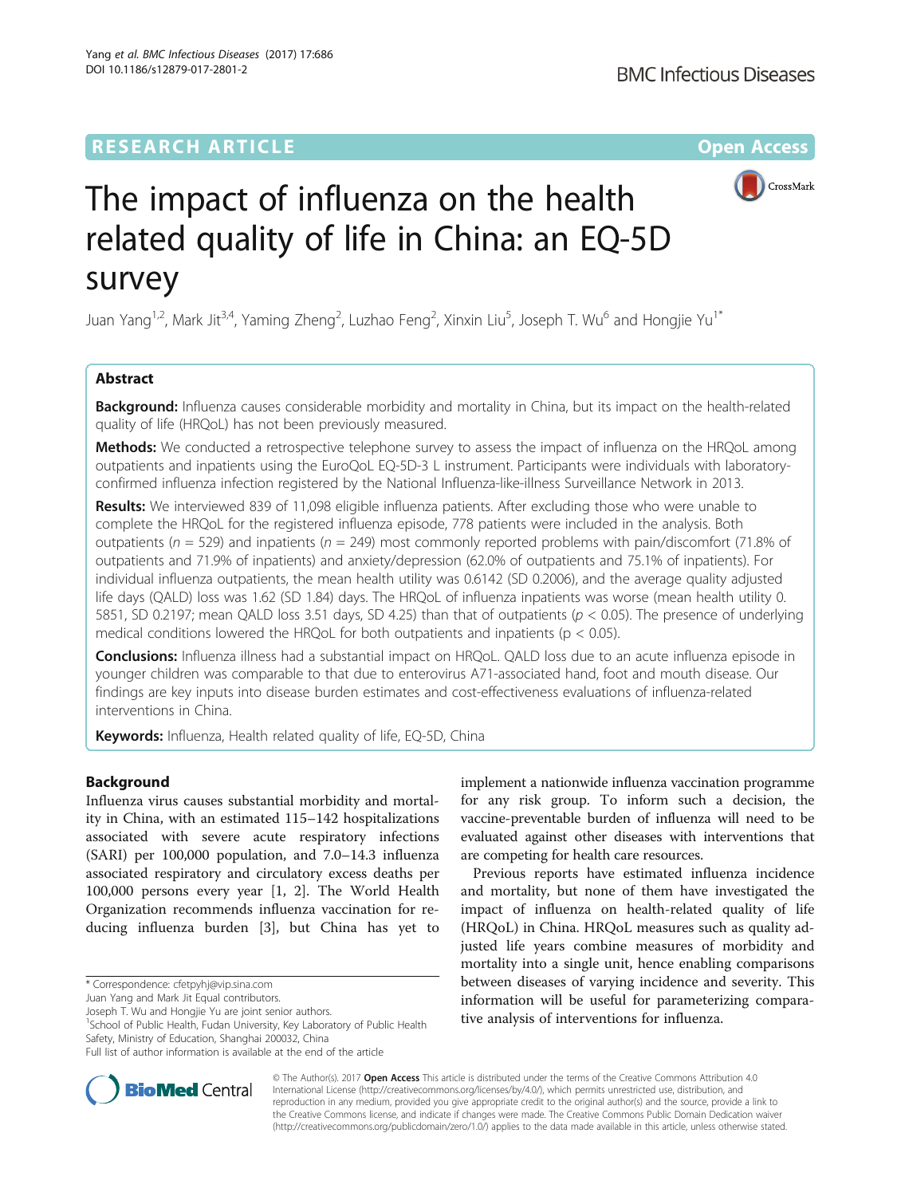RESEARCH ARTICLE

Open Access

# The impact of influenza on the health related quality of life in China: an EQ-5D survey

Juan Yang[1,2], Mark Jit[3,4], Yaming Zheng[2], Luzhao Feng[2], Xinxin Liu[5], Joseph T. Wu[6] and Hongjie Yu[1*]

## Abstract

**Background:** Influenza causes considerable morbidity and mortality in China, but its impact on the health-related quality of life (HRQoL) has not been previously measured.

**Methods:** We conducted a retrospective telephone survey to assess the impact of influenza on the HRQoL among outpatients and inpatients using the EuroQoL EQ-5D-3 L instrument. Participants were individuals with laboratory-confirmed influenza infection registered by the National Influenza-like-illness Surveillance Network in 2013.

**Results:** We interviewed 839 of 11,098 eligible influenza patients. After excluding those who were unable to complete the HRQoL for the registered influenza episode, 778 patients were included in the analysis. Both outpatients ($n = 529$) and inpatients ($n = 249$) most commonly reported problems with pain/discomfort (71.8% of outpatients and 71.9% of inpatients) and anxiety/depression (62.0% of outpatients and 75.1% of inpatients). For individual influenza outpatients, the mean health utility was 0.6142 (SD 0.2006), and the average quality adjusted life days (QALD) loss was 1.62 (SD 1.84) days. The HRQoL of influenza inpatients was worse (mean health utility 0.5851, SD 0.2197; mean QALD loss 3.51 days, SD 4.25) than that of outpatients ($p < 0.05$). The presence of underlying medical conditions lowered the HRQoL for both outpatients and inpatients ($p < 0.05$).

**Conclusions:** Influenza illness had a substantial impact on HRQoL. QALD loss due to an acute influenza episode in younger children was comparable to that due to enterovirus A71-associated hand, foot and mouth disease. Our findings are key inputs into disease burden estimates and cost-effectiveness evaluations of influenza-related interventions in China.

**Keywords:** Influenza, Health related quality of life, EQ-5D, China

## Background

Influenza virus causes substantial morbidity and mortality in China, with an estimated 115–142 hospitalizations associated with severe acute respiratory infections (SARI) per 100,000 population, and 7.0–14.3 influenza associated respiratory and circulatory excess deaths per 100,000 persons every year [1, 2]. The World Health Organization recommends influenza vaccination for reducing influenza burden [3], but China has yet to implement a nationwide influenza vaccination programme for any risk group. To inform such a decision, the vaccine-preventable burden of influenza will need to be evaluated against other diseases with interventions that are competing for health care resources.

Previous reports have estimated influenza incidence and mortality, but none of them have investigated the impact of influenza on health-related quality of life (HRQoL) in China. HRQoL measures such as quality adjusted life years combine measures of morbidity and mortality into a single unit, hence enabling comparisons between diseases of varying incidence and severity. This information will be useful for parameterizing comparative analysis of interventions for influenza.

* Correspondence: cfetpyhj@vip.sina.com

Juan Yang and Mark Jit Equal contributors.

Joseph T. Wu and Hongjie Yu are joint senior authors.

[1]School of Public Health, Fudan University, Key Laboratory of Public Health Safety, Ministry of Education, Shanghai 200032, China

Full list of author information is available at the end of the article

© The Author(s). 2017 **Open Access** This article is distributed under the terms of the Creative Commons Attribution 4.0 International License (http://creativecommons.org/licenses/by/4.0/), which permits unrestricted use, distribution, and reproduction in any medium, provided you give appropriate credit to the original author(s) and the source, provide a link to the Creative Commons license, and indicate if changes were made. The Creative Commons Public Domain Dedication waiver (http://creativecommons.org/publicdomain/zero/1.0/) applies to the data made available in this article, unless otherwise stated.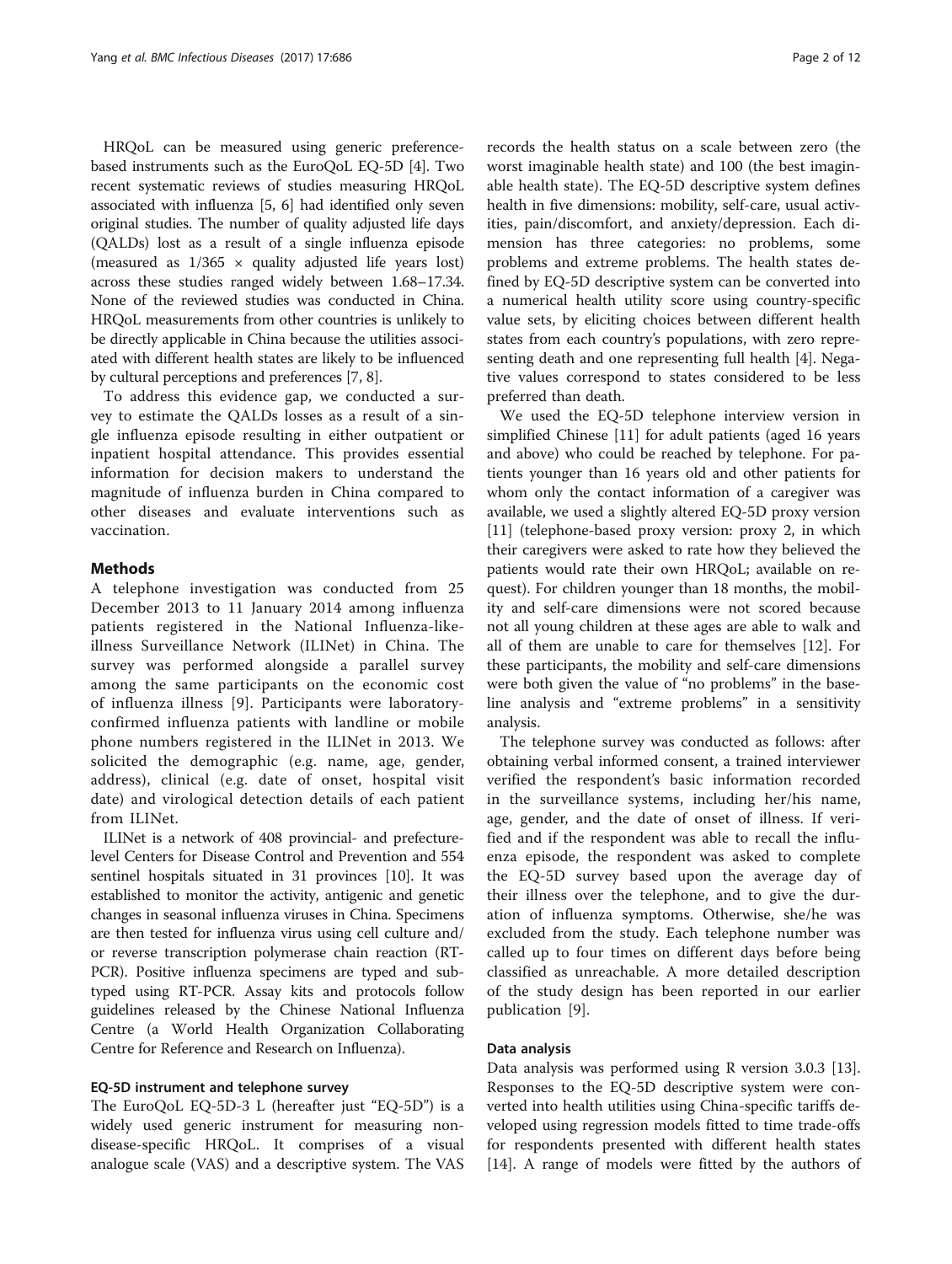HRQoL can be measured using generic preference-based instruments such as the EuroQoL EQ-5D [4]. Two recent systematic reviews of studies measuring HRQoL associated with influenza [5, 6] had identified only seven original studies. The number of quality adjusted life days (QALDs) lost as a result of a single influenza episode (measured as $1/365 \times$ quality adjusted life years lost) across these studies ranged widely between 1.68–17.34. None of the reviewed studies was conducted in China. HRQoL measurements from other countries is unlikely to be directly applicable in China because the utilities associated with different health states are likely to be influenced by cultural perceptions and preferences [7, 8].

To address this evidence gap, we conducted a survey to estimate the QALDs losses as a result of a single influenza episode resulting in either outpatient or inpatient hospital attendance. This provides essential information for decision makers to understand the magnitude of influenza burden in China compared to other diseases and evaluate interventions such as vaccination.

## Methods

A telephone investigation was conducted from 25 December 2013 to 11 January 2014 among influenza patients registered in the National Influenza-like-illness Surveillance Network (ILINet) in China. The survey was performed alongside a parallel survey among the same participants on the economic cost of influenza illness [9]. Participants were laboratory-confirmed influenza patients with landline or mobile phone numbers registered in the ILINet in 2013. We solicited the demographic (e.g. name, age, gender, address), clinical (e.g. date of onset, hospital visit date) and virological detection details of each patient from ILINet.

ILINet is a network of 408 provincial- and prefecture-level Centers for Disease Control and Prevention and 554 sentinel hospitals situated in 31 provinces [10]. It was established to monitor the activity, antigenic and genetic changes in seasonal influenza viruses in China. Specimens are then tested for influenza virus using cell culture and/or reverse transcription polymerase chain reaction (RT-PCR). Positive influenza specimens are typed and subtyped using RT-PCR. Assay kits and protocols follow guidelines released by the Chinese National Influenza Centre (a World Health Organization Collaborating Centre for Reference and Research on Influenza).

### EQ-5D instrument and telephone survey

The EuroQoL EQ-5D-3 L (hereafter just "EQ-5D") is a widely used generic instrument for measuring non-disease-specific HRQoL. It comprises of a visual analogue scale (VAS) and a descriptive system. The VAS records the health status on a scale between zero (the worst imaginable health state) and 100 (the best imaginable health state). The EQ-5D descriptive system defines health in five dimensions: mobility, self-care, usual activities, pain/discomfort, and anxiety/depression. Each dimension has three categories: no problems, some problems and extreme problems. The health states defined by EQ-5D descriptive system can be converted into a numerical health utility score using country-specific value sets, by eliciting choices between different health states from each country's populations, with zero representing death and one representing full health [4]. Negative values correspond to states considered to be less preferred than death.

We used the EQ-5D telephone interview version in simplified Chinese [11] for adult patients (aged 16 years and above) who could be reached by telephone. For patients younger than 16 years old and other patients for whom only the contact information of a caregiver was available, we used a slightly altered EQ-5D proxy version [11] (telephone-based proxy version: proxy 2, in which their caregivers were asked to rate how they believed the patients would rate their own HRQoL; available on request). For children younger than 18 months, the mobility and self-care dimensions were not scored because not all young children at these ages are able to walk and all of them are unable to care for themselves [12]. For these participants, the mobility and self-care dimensions were both given the value of "no problems" in the baseline analysis and "extreme problems" in a sensitivity analysis.

The telephone survey was conducted as follows: after obtaining verbal informed consent, a trained interviewer verified the respondent's basic information recorded in the surveillance systems, including her/his name, age, gender, and the date of onset of illness. If verified and if the respondent was able to recall the influenza episode, the respondent was asked to complete the EQ-5D survey based upon the average day of their illness over the telephone, and to give the duration of influenza symptoms. Otherwise, she/he was excluded from the study. Each telephone number was called up to four times on different days before being classified as unreachable. A more detailed description of the study design has been reported in our earlier publication [9].

### Data analysis

Data analysis was performed using R version 3.0.3 [13]. Responses to the EQ-5D descriptive system were converted into health utilities using China-specific tariffs developed using regression models fitted to time trade-offs for respondents presented with different health states [14]. A range of models were fitted by the authors of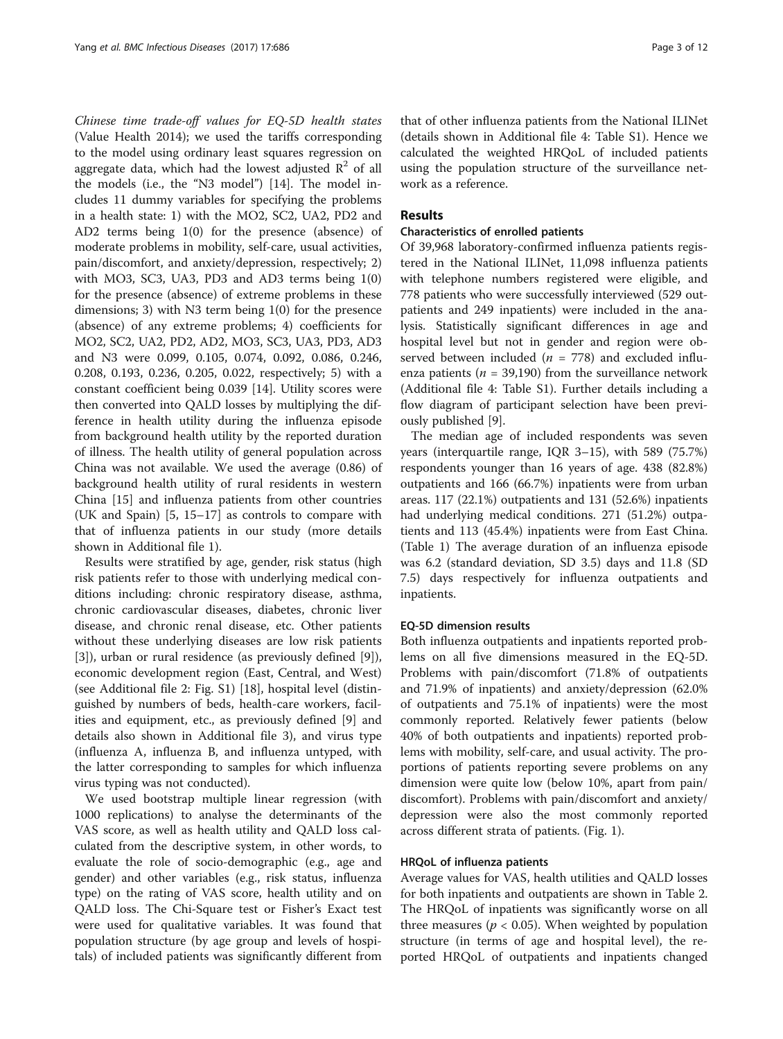*Chinese time trade-off values for EQ-5D health states* (Value Health 2014); we used the tariffs corresponding to the model using ordinary least squares regression on aggregate data, which had the lowest adjusted $R^2$ of all the models (i.e., the "N3 model") [14]. The model includes 11 dummy variables for specifying the problems in a health state: 1) with the MO2, SC2, UA2, PD2 and AD2 terms being 1(0) for the presence (absence) of moderate problems in mobility, self-care, usual activities, pain/discomfort, and anxiety/depression, respectively; 2) with MO3, SC3, UA3, PD3 and AD3 terms being 1(0) for the presence (absence) of extreme problems in these dimensions; 3) with N3 term being 1(0) for the presence (absence) of any extreme problems; 4) coefficients for MO2, SC2, UA2, PD2, AD2, MO3, SC3, UA3, PD3, AD3 and N3 were 0.099, 0.105, 0.074, 0.092, 0.086, 0.246, 0.208, 0.193, 0.236, 0.205, 0.022, respectively; 5) with a constant coefficient being 0.039 [14]. Utility scores were then converted into QALD losses by multiplying the difference in health utility during the influenza episode from background health utility by the reported duration of illness. The health utility of general population across China was not available. We used the average (0.86) of background health utility of rural residents in western China [15] and influenza patients from other countries (UK and Spain) [5, 15–17] as controls to compare with that of influenza patients in our study (more details shown in Additional file 1).

Results were stratified by age, gender, risk status (high risk patients refer to those with underlying medical conditions including: chronic respiratory disease, asthma, chronic cardiovascular diseases, diabetes, chronic liver disease, and chronic renal disease, etc. Other patients without these underlying diseases are low risk patients [3]), urban or rural residence (as previously defined [9]), economic development region (East, Central, and West) (see Additional file 2: Fig. S1) [18], hospital level (distinguished by numbers of beds, health-care workers, facilities and equipment, etc., as previously defined [9] and details also shown in Additional file 3), and virus type (influenza A, influenza B, and influenza untyped, with the latter corresponding to samples for which influenza virus typing was not conducted).

We used bootstrap multiple linear regression (with 1000 replications) to analyse the determinants of the VAS score, as well as health utility and QALD loss calculated from the descriptive system, in other words, to evaluate the role of socio-demographic (e.g., age and gender) and other variables (e.g., risk status, influenza type) on the rating of VAS score, health utility and on QALD loss. The Chi-Square test or Fisher's Exact test were used for qualitative variables. It was found that population structure (by age group and levels of hospitals) of included patients was significantly different from that of other influenza patients from the National ILINet (details shown in Additional file 4: Table S1). Hence we calculated the weighted HRQoL of included patients using the population structure of the surveillance network as a reference.

## Results

### Characteristics of enrolled patients

Of 39,968 laboratory-confirmed influenza patients registered in the National ILINet, 11,098 influenza patients with telephone numbers registered were eligible, and 778 patients who were successfully interviewed (529 outpatients and 249 inpatients) were included in the analysis. Statistically significant differences in age and hospital level but not in gender and region were observed between included ($n$ = 778) and excluded influenza patients ($n$ = 39,190) from the surveillance network (Additional file 4: Table S1). Further details including a flow diagram of participant selection have been previously published [9].

The median age of included respondents was seven years (interquartile range, IQR 3–15), with 589 (75.7%) respondents younger than 16 years of age. 438 (82.8%) outpatients and 166 (66.7%) inpatients were from urban areas. 117 (22.1%) outpatients and 131 (52.6%) inpatients had underlying medical conditions. 271 (51.2%) outpatients and 113 (45.4%) inpatients were from East China. (Table 1) The average duration of an influenza episode was 6.2 (standard deviation, SD 3.5) days and 11.8 (SD 7.5) days respectively for influenza outpatients and inpatients.

### EQ-5D dimension results

Both influenza outpatients and inpatients reported problems on all five dimensions measured in the EQ-5D. Problems with pain/discomfort (71.8% of outpatients and 71.9% of inpatients) and anxiety/depression (62.0% of outpatients and 75.1% of inpatients) were the most commonly reported. Relatively fewer patients (below 40% of both outpatients and inpatients) reported problems with mobility, self-care, and usual activity. The proportions of patients reporting severe problems on any dimension were quite low (below 10%, apart from pain/discomfort). Problems with pain/discomfort and anxiety/depression were also the most commonly reported across different strata of patients. (Fig. 1).

### HRQoL of influenza patients

Average values for VAS, health utilities and QALD losses for both inpatients and outpatients are shown in Table 2. The HRQoL of inpatients was significantly worse on all three measures ($p < 0.05$). When weighted by population structure (in terms of age and hospital level), the reported HRQoL of outpatients and inpatients changed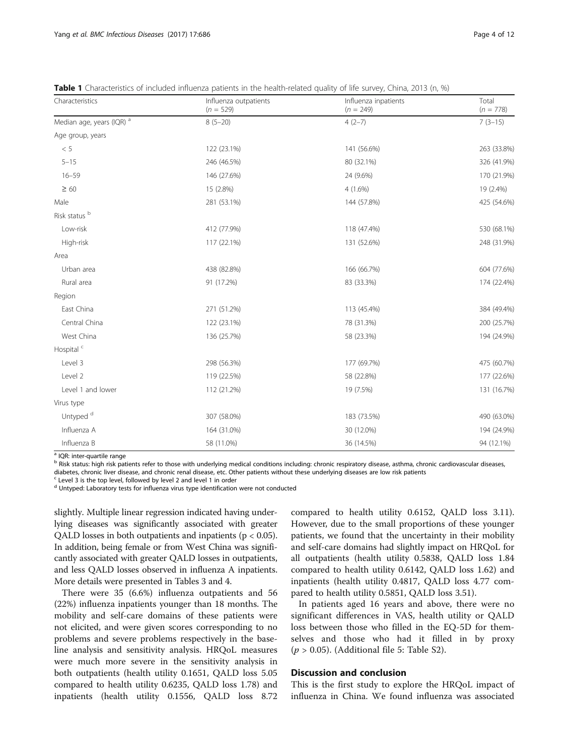**Table 1** Characteristics of included influenza patients in the health-related quality of life survey, China, 2013 (n, %)

| Characteristics | Influenza outpatients ($n$ = 529) | Influenza inpatients ($n$ = 249) | Total ($n$ = 778) |
|---|---|---|---|
| Median age, years (IQR) [a] | 8 (5–20) | 4 (2–7) | 7 (3–15) |
| Age group, years | | | |
| < 5 | 122 (23.1%) | 141 (56.6%) | 263 (33.8%) |
| 5–15 | 246 (46.5%) | 80 (32.1%) | 326 (41.9%) |
| 16–59 | 146 (27.6%) | 24 (9.6%) | 170 (21.9%) |
| ≥ 60 | 15 (2.8%) | 4 (1.6%) | 19 (2.4%) |
| Male | 281 (53.1%) | 144 (57.8%) | 425 (54.6%) |
| Risk status [b] | | | |
| Low-risk | 412 (77.9%) | 118 (47.4%) | 530 (68.1%) |
| High-risk | 117 (22.1%) | 131 (52.6%) | 248 (31.9%) |
| Area | | | |
| Urban area | 438 (82.8%) | 166 (66.7%) | 604 (77.6%) |
| Rural area | 91 (17.2%) | 83 (33.3%) | 174 (22.4%) |
| Region | | | |
| East China | 271 (51.2%) | 113 (45.4%) | 384 (49.4%) |
| Central China | 122 (23.1%) | 78 (31.3%) | 200 (25.7%) |
| West China | 136 (25.7%) | 58 (23.3%) | 194 (24.9%) |
| Hospital [c] | | | |
| Level 3 | 298 (56.3%) | 177 (69.7%) | 475 (60.7%) |
| Level 2 | 119 (22.5%) | 58 (22.8%) | 177 (22.6%) |
| Level 1 and lower | 112 (21.2%) | 19 (7.5%) | 131 (16.7%) |
| Virus type | | | |
| Untyped [d] | 307 (58.0%) | 183 (73.5%) | 490 (63.0%) |
| Influenza A | 164 (31.0%) | 30 (12.0%) | 194 (24.9%) |
| Influenza B | 58 (11.0%) | 36 (14.5%) | 94 (12.1%) |

[a] IQR: inter-quartile range
[b] Risk status: high risk patients refer to those with underlying medical conditions including: chronic respiratory disease, asthma, chronic cardiovascular diseases, diabetes, chronic liver disease, and chronic renal disease, etc. Other patients without these underlying diseases are low risk patients
[c] Level 3 is the top level, followed by level 2 and level 1 in order
[d] Untyped: Laboratory tests for influenza virus type identification were not conducted

slightly. Multiple linear regression indicated having underlying diseases was significantly associated with greater QALD losses in both outpatients and inpatients ($p < 0.05$). In addition, being female or from West China was significantly associated with greater QALD losses in outpatients, and less QALD losses observed in influenza A inpatients. More details were presented in Tables 3 and 4.

There were 35 (6.6%) influenza outpatients and 56 (22%) influenza inpatients younger than 18 months. The mobility and self-care domains of these patients were not elicited, and were given scores corresponding to no problems and severe problems respectively in the baseline analysis and sensitivity analysis. HRQoL measures were much more severe in the sensitivity analysis in both outpatients (health utility 0.1651, QALD loss 5.05 compared to health utility 0.6235, QALD loss 1.78) and inpatients (health utility 0.1556, QALD loss 8.72 compared to health utility 0.6152, QALD loss 3.11). However, due to the small proportions of these younger patients, we found that the uncertainty in their mobility and self-care domains had slightly impact on HRQoL for all outpatients (health utility 0.5838, QALD loss 1.84 compared to health utility 0.6142, QALD loss 1.62) and inpatients (health utility 0.4817, QALD loss 4.77 compared to health utility 0.5851, QALD loss 3.51).

In patients aged 16 years and above, there were no significant differences in VAS, health utility or QALD loss between those who filled in the EQ-5D for themselves and those who had it filled in by proxy ($p > 0.05$). (Additional file 5: Table S2).

## Discussion and conclusion

This is the first study to explore the HRQoL impact of influenza in China. We found influenza was associated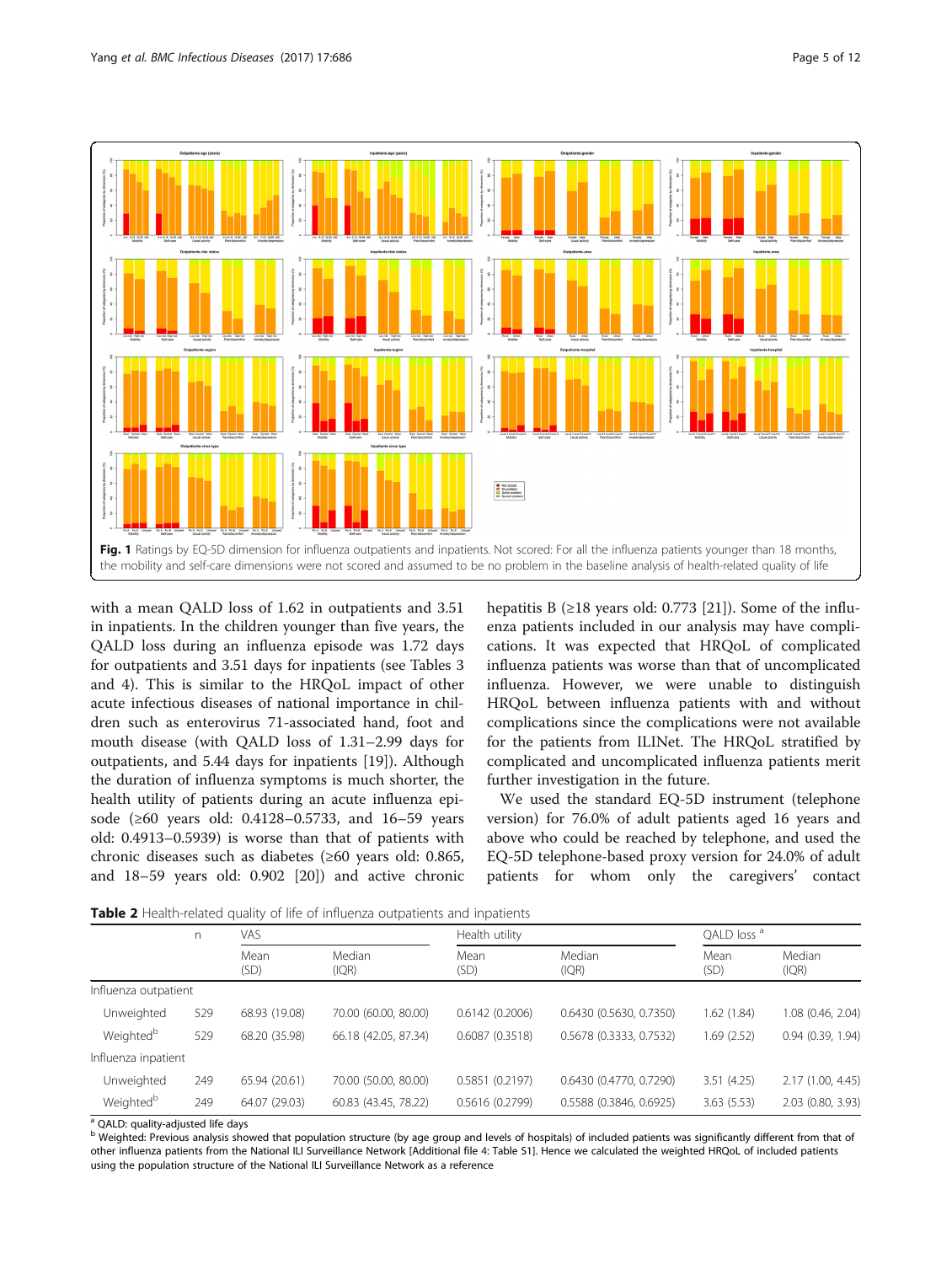Fig. 1 Ratings by EQ-5D dimension for influenza outpatients and inpatients. Not scored: For all the influenza patients younger than 18 months, the mobility and self-care dimensions were not scored and assumed to be no problem in the baseline analysis of health-related quality of life

with a mean QALD loss of 1.62 in outpatients and 3.51 in inpatients. In the children younger than five years, the QALD loss during an influenza episode was 1.72 days for outpatients and 3.51 days for inpatients (see Tables 3 and 4). This is similar to the HRQoL impact of other acute infectious diseases of national importance in children such as enterovirus 71-associated hand, foot and mouth disease (with QALD loss of 1.31–2.99 days for outpatients, and 5.44 days for inpatients [19]). Although the duration of influenza symptoms is much shorter, the health utility of patients during an acute influenza episode (≥60 years old: 0.4128–0.5733, and 16–59 years old: 0.4913–0.5939) is worse than that of patients with chronic diseases such as diabetes (≥60 years old: 0.865, and 18–59 years old: 0.902 [20]) and active chronic hepatitis B (≥18 years old: 0.773 [21]). Some of the influenza patients included in our analysis may have complications. It was expected that HRQoL of complicated influenza patients was worse than that of uncomplicated influenza. However, we were unable to distinguish HRQoL between influenza patients with and without complications since the complications were not available for the patients from ILINet. The HRQoL stratified by complicated and uncomplicated influenza patients merit further investigation in the future.

We used the standard EQ-5D instrument (telephone version) for 76.0% of adult patients aged 16 years and above who could be reached by telephone, and used the EQ-5D telephone-based proxy version for 24.0% of adult patients for whom only the caregivers' contact

**Table 2** Health-related quality of life of influenza outpatients and inpatients

| | n | VAS | | Health utility | | QALD loss [a] | |
|---|---|---|---|---|---|---|---|
| | | Mean (SD) | Median (IQR) | Mean (SD) | Median (IQR) | Mean (SD) | Median (IQR) |
| Influenza outpatient | | | | | | | |
| Unweighted | 529 | 68.93 (19.08) | 70.00 (60.00, 80.00) | 0.6142 (0.2006) | 0.6430 (0.5630, 0.7350) | 1.62 (1.84) | 1.08 (0.46, 2.04) |
| Weighted[b] | 529 | 68.20 (35.98) | 66.18 (42.05, 87.34) | 0.6087 (0.3518) | 0.5678 (0.3333, 0.7532) | 1.69 (2.52) | 0.94 (0.39, 1.94) |
| Influenza inpatient | | | | | | | |
| Unweighted | 249 | 65.94 (20.61) | 70.00 (50.00, 80.00) | 0.5851 (0.2197) | 0.6430 (0.4770, 0.7290) | 3.51 (4.25) | 2.17 (1.00, 4.45) |
| Weighted[b] | 249 | 64.07 (29.03) | 60.83 (43.45, 78.22) | 0.5616 (0.2799) | 0.5588 (0.3846, 0.6925) | 3.63 (5.53) | 2.03 (0.80, 3.93) |

[a] QALD: quality-adjusted life days

[b] Weighted: Previous analysis showed that population structure (by age group and levels of hospitals) of included patients was significantly different from that of other influenza patients from the National ILI Surveillance Network [Additional file 4: Table S1]. Hence we calculated the weighted HRQoL of included patients using the population structure of the National ILI Surveillance Network as a reference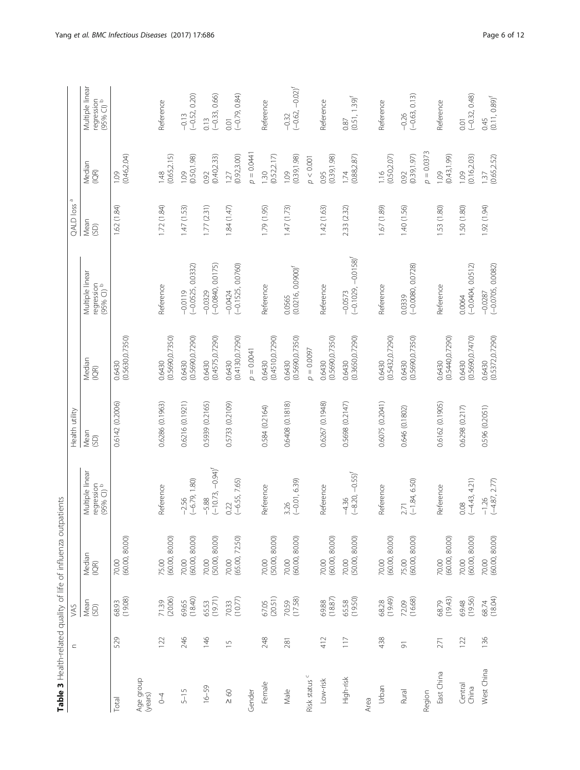**Table 3** Health-related quality of life of influenza outpatients

| | n | VAS | | | Health utility | | | QALD loss [a] | | |
|---|---|---|---|---|---|---|---|---|---|---|
| | | Mean (SD) | Median (IQR) | Multiple linear regression (95% CI) [b] | Mean (SD) | Median (IQR) | Multiple linear regression (95% CI) [b] | Mean (SD) | Median (IQR) | Multiple linear regression (95% CI) [b] |
| Total | 529 | 68.93 (19.08) | 70.00 (60.00, 80.00) | | 0.6142 (0.2006) | 0.6430 (0.5630,0.7350) | | 1.62 (1.84) | 1.09 (0.46,2.04) | |
| Age group (years) | | | | | | | | | | |
| 0–4 | 122 | 71.39 (20.06) | 75.00 (60.00, 80.00) | Reference | 0.6286 (0.1963) | 0.6430 (0.5690,0.7350) | Reference | 1.72 (1.84) | 1.48 (0.65,2.15) | Reference |
| 5–15 | 246 | 69.65 (18.40) | 70.00 (60.00, 80.00) | −2.56 (−6.79, 1.80) | 0.6216 (0.1921) | 0.6430 (0.5690,0.7290) | −0.0119 (−0.0525, 0.0332) | 1.47 (1.53) | 1.09 (0.50,1.98) | −0.13 (−0.52, 0.20) |
| 16–59 | 146 | 65.53 (19.71) | 70.00 (50.00, 80.00) | −5.88 (−10.73, −0.94)[f] | 0.5939 (0.2165) | 0.6430 (0.4575,0.7290) | −0.0329 (−0.0840, 0.0175) | 1.77 (2.31) | 0.92 (0.40,2.33) | 0.13 (−0.33, 0.66) |
| ≥ 60 | 15 | 70.33 (10.77) | 70.00 (65.00, 72.50) | 0.22 (−6.55, 7.65) | 0.5733 (0.2109) | 0.6430 (0.4130,0.7290) | −0.0424 (−0.1525, 0.0760) | 1.84 (1.47) | 1.27 (0.92,3.00) | 0.01 (−0.79, 0.84) |
| Gender | | | | | | $p = 0.0041$ | | | $p = 0.0441$ | |
| Female | 248 | 67.05 (20.51) | 70.00 (50.00, 80.00) | Reference | 0.584 (0.2164) | 0.6430 (0.4510,0.7290) | Reference | 1.79 (1.95) | 1.30 (0.52,2.17) | Reference |
| Male | 281 | 70.59 (17.58) | 70.00 (60.00, 80.00) | 3.26 (−0.01, 6.39) | 0.6408 (0.1818) | 0.6430 (0.5690,0.7350) | 0.0565 (0.0216, 0.0900)[f] | 1.47 (1.73) | 1.09 (0.39,1.98) | −0.32 (−0.62, −0.02)[f] |
| Risk status [c] | | | | | | $p = 0.0097$ | | | $p < 0.001$ | |
| Low-risk | 412 | 69.88 (18.87) | 70.00 (60.00, 80.00) | Reference | 0.6267 (0.1948) | 0.6430 (0.5690,0.7350) | Reference | 1.42 (1.63) | 0.95 (0.39,1.98) | Reference |
| High-risk | 117 | 65.58 (19.50) | 70.00 (50.00, 80.00) | −4.36 (−8.20, −0.55)[f] | 0.5698 (0.2147) | 0.6430 (0.3650,0.7290) | −0.0573 (−0.1029, −0.0158)[f] | 2.33 (2.32) | 1.74 (0.88,2.87) | 0.87 (0.51, 1.39)[f] |
| Area | | | | | | | | | | |
| Urban | 438 | 68.28 (19.49) | 70.00 (60.00, 80.00) | Reference | 0.6075 (0.2041) | 0.6430 (0.5432,0.7290) | Reference | 1.67 (1.89) | 1.16 (0.50,2.07) | Reference |
| Rural | 91 | 72.09 (16.68) | 75.00 (60.00, 80.00) | 2.71 (−1.84, 6.50) | 0.646 (0.1802) | 0.6430 (0.5690,0.7350) | 0.0339 (−0.0080, 0.0728) | 1.40 (1.56) | 0.92 (0.39,1.97) | −0.26 (−0.63, 0.13) |
| Region | | | | | | | | | $p = 0.0373$ | |
| East China | 271 | 68.79 (19.43) | 70.00 (60.00, 80.00) | Reference | 0.6162 (0.1905) | 0.6430 (0.5440,0.7290) | Reference | 1.53 (1.80) | 1.09 (0.43,1.99) | Reference |
| Central China | 122 | 69.48 (19.56) | 70.00 (60.00, 80.00) | 0.08 (−4.43, 4.21) | 0.6298 (0.217) | 0.6430 (0.5690,0.7470) | 0.0064 (−0.0404, 0.0512) | 1.50 (1.80) | 1.09 (0.16,2.03) | 0.01 (−0.32, 0.48) |
| West China | 136 | 68.74 (18.04) | 70.00 (60.00, 80.00) | −1.26 (−4.87, 2.77) | 0.596 (0.2051) | 0.6430 (0.5372,0.7290) | −0.0287 (−0.0705, 0.0082) | 1.92 (1.94) | 1.37 (0.65,2.52) | 0.45 (0.11, 0.89)[f] |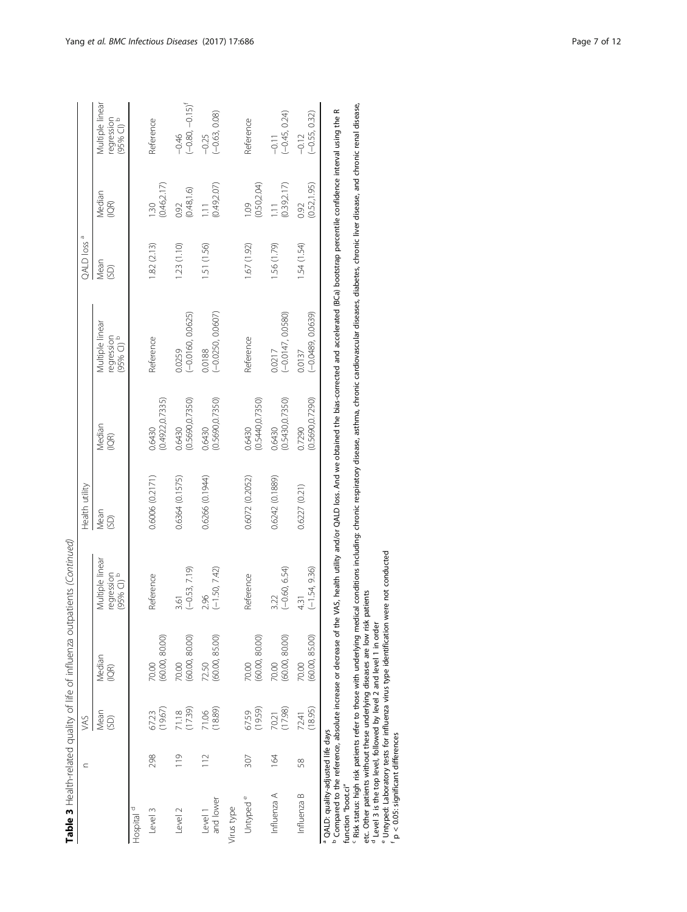**Table 3** Health-related quality of life of influenza outpatients *(Continued)*

| | n | VAS | | | Health utility | | | QALD loss [a] | | |
|---|---|---|---|---|---|---|---|---|---|---|
| | | Mean (SD) | Median (IQR) | Multiple linear regression (95% CI) [b] | Mean (SD) | Median (IQR) | Multiple linear regression (95% CI) [b] | Mean (SD) | Median (IQR) | Multiple linear regression (95% CI) [b] |
| Hospital [d] | | | | | | | | | | |
| Level 3 | 298 | 67.23 (19.67) | 70.00 (60.00, 80.00) | Reference | 0.6006 (0.2171) | 0.6430 (0.4922,0.7335) | Reference | 1.82 (2.13) | 1.30 (0.46,2.17) | Reference |
| Level 2 | 119 | 71.18 (17.39) | 70.00 (60.00, 80.00) | 3.61 (−0.53, 7.19) | 0.6364 (0.1575) | 0.6430 (0.5690,0.7350) | 0.0259 (−0.0160, 0.0625) | 1.23 (1.10) | 0.92 (0.48,1.6) | −0.46 (−0.80, −0.15)[f] |
| Level 1 and lower | 112 | 71.06 (18.89) | 72.50 (60.00, 85.00) | 2.96 (−1.50, 7.42) | 0.6266 (0.1944) | 0.6430 (0.5690,0.7350) | 0.0188 (−0.0250, 0.0607) | 1.51 (1.56) | 1.11 (0.49,2.07) | −0.25 (−0.63, 0.08) |
| Virus type | | | | | | | | | | |
| Untyped [e] | 307 | 67.59 (19.59) | 70.00 (60.00, 80.00) | Reference | 0.6072 (0.2052) | 0.6430 (0.5440,0.7350) | Reference | 1.67 (1.92) | 1.09 (0.50,2.04) | Reference |
| Influenza A | 164 | 70.21 (17.98) | 70.00 (60.00, 80.00) | 3.22 (−0.60, 6.54) | 0.6242 (0.1889) | 0.6430 (0.5430,0.7350) | 0.0217 (−0.0147, 0.0580) | 1.56 (1.79) | 1.11 (0.39,2.17) | −0.11 (−0.45, 0.24) |
| Influenza B | 58 | 72.41 (18.95) | 70.00 (60.00, 85.00) | 4.31 (−1.54, 9.36) | 0.6227 (0.21) | 0.7290 (0.5690,0.7290) | 0.0137 (−0.0489, 0.0639) | 1.54 (1.54) | 0.92 (0.52,1.95) | −0.12 (−0.55, 0.32) |

[a] QALD: quality-adjusted life days
[b] Compared to the reference, absolute increase or decrease of the VAS, health utility and/or QALD loss. And we obtained the bias-corrected and accelerated (BCa) bootstrap percentile confidence interval using the R function "boot.ci"
[c] Risk status: high risk patients refer to those with underlying medical conditions including: chronic respiratory disease, asthma, chronic cardiovascular diseases, diabetes, chronic liver disease, and chronic renal disease, etc. Other patients without these underlying diseases are low risk patients
[d] Level 3 is the top level, followed by level 2 and level 1 in order
[e] Untyped: Laboratory tests for influenza virus type identification were not conducted
[f] $p < 0.05$: significant differences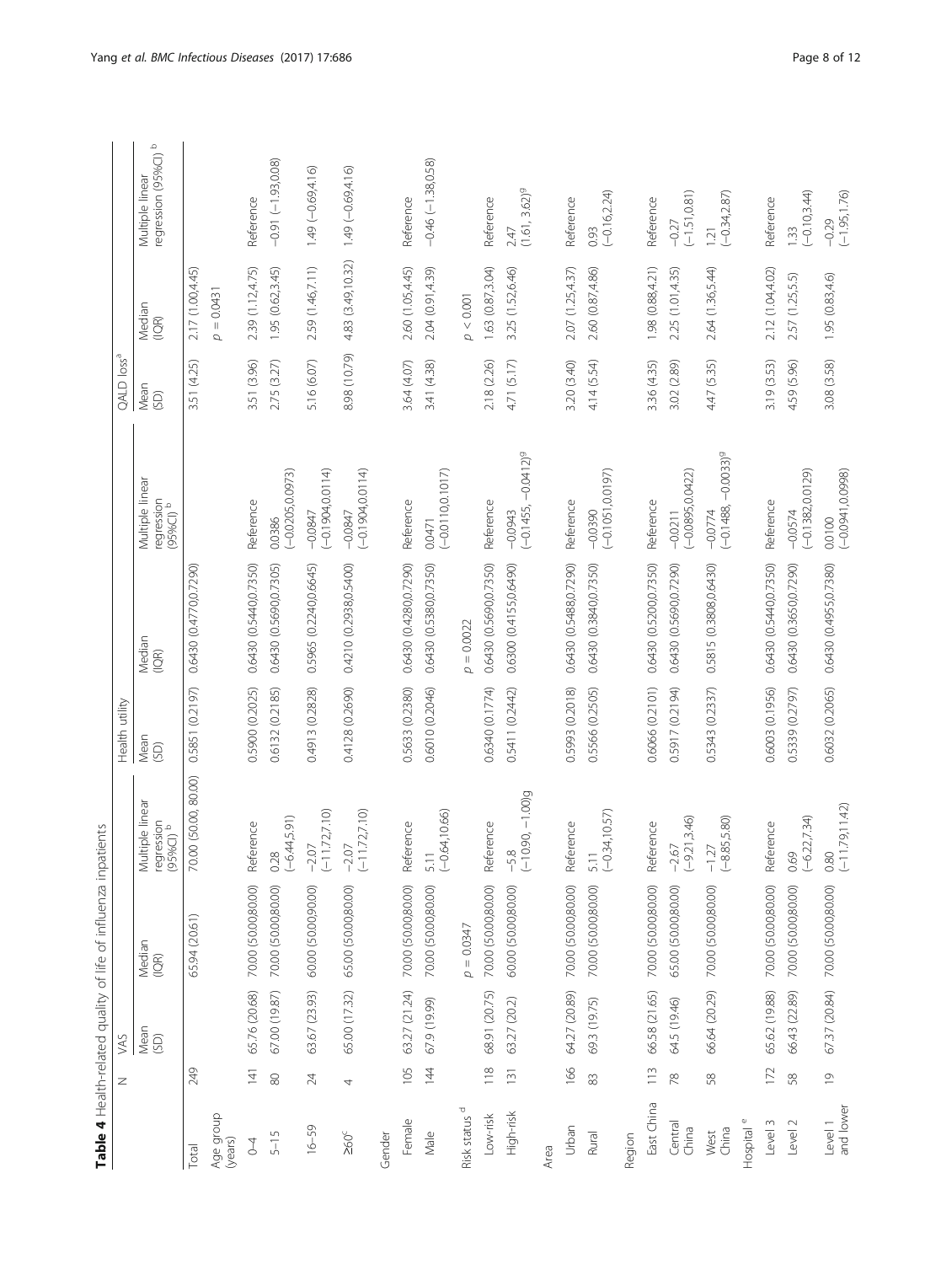**Table 4** Health-related quality of life of influenza inpatients

| | N | VAS | | | Health utility | | | QALD loss[a] | | |
|---|---|---|---|---|---|---|---|---|---|---|
| | | Mean (SD) | Median (IQR) | Multiple linear regression (95%CI) [b] | Mean (SD) | Median (IQR) | Multiple linear regression (95%CI) [b] | Mean (SD) | Median (IQR) | Multiple linear regression (95%CI) [b] |
| Total | 249 | | 65.94 (20.61) | 70.00 (50.00, 80.00) | 0.5851 (0.2197) | 0.6430 (0.4770,0.7290) | | 3.51 (4.25) | 2.17 (1.00,4.45) | |
| Age group (years) | | | | | | | | | $p = 0.0431$ | |
| 0–4 | 141 | 65.76 (20.68) | 70.00 (50.00,80.00) | Reference | 0.5900 (0.2025) | 0.6430 (0.5440,0.7350) | Reference | 3.51 (3.96) | 2.39 (1.12,4.75) | Reference |
| 5–15 | 80 | 67.00 (19.87) | 70.00 (50.00,80.00) | 0.28 (−6.44,5.91) | 0.6132 (0.2185) | 0.6430 (0.5690,0.7305) | 0.0386 (−0.0205,0.0973) | 2.75 (3.27) | 1.95 (0.62,3.45) | −0.91 (−1.93,0.08) |
| 16–59 | 24 | 63.67 (23.93) | 60.00 (50.00,90.00) | −2.07 (−11.72,7.10) | 0.4913 (0.2828) | 0.5965 (0.2240,0.6645) | −0.0847 (−0.1904,0.0114) | 5.16 (6.07) | 2.59 (1.46,7.11) | 1.49 (−0.69,4.16) |
| ≥60[c] | 4 | 65.00 (17.32) | 65.00 (50.00,80.00) | −2.07 (−11.72,7.10) | 0.4128 (0.2690) | 0.4210 (0.2938,0.5400) | −0.0847 (−0.1904,0.0114) | 8.98 (10.79) | 4.83 (3.49,10.32) | 1.49 (−0.69,4.16) |
| Gender | | | | | | | | | | |
| Female | 105 | 63.27 (21.24) | 70.00 (50.00,80.00) | Reference | 0.5633 (0.2380) | 0.6430 (0.4280,0.7290) | Reference | 3.64 (4.07) | 2.60 (1.05,4.45) | Reference |
| Male | 144 | 67.9 (19.99) | 70.00 (50.00,80.00) | 5.11 (−0.64,10.66) | 0.6010 (0.2046) | 0.6430 (0.5380,0.7350) | 0.0471 (−0.0110,0.1017) | 3.41 (4.38) | 2.04 (0.91,4.39) | −0.46 (−1.38,0.58) |
| Risk status [d] | | | $p = 0.0347$ | | | $p = 0.0022$ | | | $p < 0.001$ | |
| Low-risk | 118 | 68.91 (20.75) | 70.00 (50.00,80.00) | Reference | 0.6340 (0.1774) | 0.6430 (0.5690,0.7350) | Reference | 2.18 (2.26) | 1.63 (0.87,3.04) | Reference |
| High-risk | 131 | 63.27 (20.2) | 60.00 (50.00,80.00) | −5.8 (−10.90, −1.00)g | 0.5411 (0.2442) | 0.6300 (0.4155,0.6490) | −0.0943 (−0.1455, −0.0412)[g] | 4.71 (5.17) | 3.25 (1.52,6.46) | 2.47 (1.61, 3.62)[g] |
| Area | | | | | | | | | | |
| Urban | 166 | 64.27 (20.89) | 70.00 (50.00,80.00) | Reference | 0.5993 (0.2018) | 0.6430 (0.5488,0.7290) | Reference | 3.20 (3.40) | 2.07 (1.25,4.37) | Reference |
| Rural | 83 | 69.3 (19.75) | 70.00 (50.00,80.00) | 5.11 (−0.34,10.57) | 0.5566 (0.2505) | 0.6430 (0.3840,0.7350) | −0.0390 (−0.1051,0.0197) | 4.14 (5.54) | 2.60 (0.87,4.86) | 0.93 (−0.16,2.24) |
| Region | | | | | | | | | | |
| East China | 113 | 66.58 (21.65) | 70.00 (50.00,80.00) | Reference | 0.6066 (0.2101) | 0.6430 (0.5200,0.7350) | Reference | 3.36 (4.35) | 1.98 (0.88,4.21) | Reference |
| Central China | 78 | 64.5 (19.46) | 65.00 (50.00,80.00) | −2.67 (−9.21,3.46) | 0.5917 (0.2194) | 0.6430 (0.5690,0.7290) | −0.0211 (−0.0895,0.0422) | 3.02 (2.89) | 2.25 (1.01,4.35) | −0.27 (−1.51,0.81) |
| West China | 58 | 66.64 (20.29) | 70.00 (50.00,80.00) | −1.27 (−8.85,5.80) | 0.5343 (0.2337) | 0.5815 (0.3808,0.6430) | −0.0774 (−0.1488, −0.0033)[g] | 4.47 (5.35) | 2.64 (1.36,5.44) | 1.21 (−0.34,2.87) |
| Hospital [e] | | | | | | | | | | |
| Level 3 | 172 | 65.62 (19.88) | 70.00 (50.00,80.00) | Reference | 0.6003 (0.1956) | 0.6430 (0.5440,0.7350) | Reference | 3.19 (3.53) | 2.12 (1.04,4.02) | Reference |
| Level 2 | 58 | 66.43 (22.89) | 70.00 (50.00,80.00) | 0.69 (−6.22,7.34) | 0.5339 (0.2797) | 0.6430 (0.3650,0.7290) | −0.0574 (−0.1382,0.0129) | 4.59 (5.96) | 2.57 (1.25,5.5) | 1.33 (−0.10,3.44) |
| Level 1 and lower | 19 | 67.37 (20.84) | 70.00 (50.00,80.00) | 0.80 (−11.79,11.42) | 0.6032 (0.2065) | 0.6430 (0.4955,0.7380) | 0.0100 (−0.0941,0.0998) | 3.08 (3.58) | 1.95 (0.83,4.6) | −0.29 (−1.95,1.76) |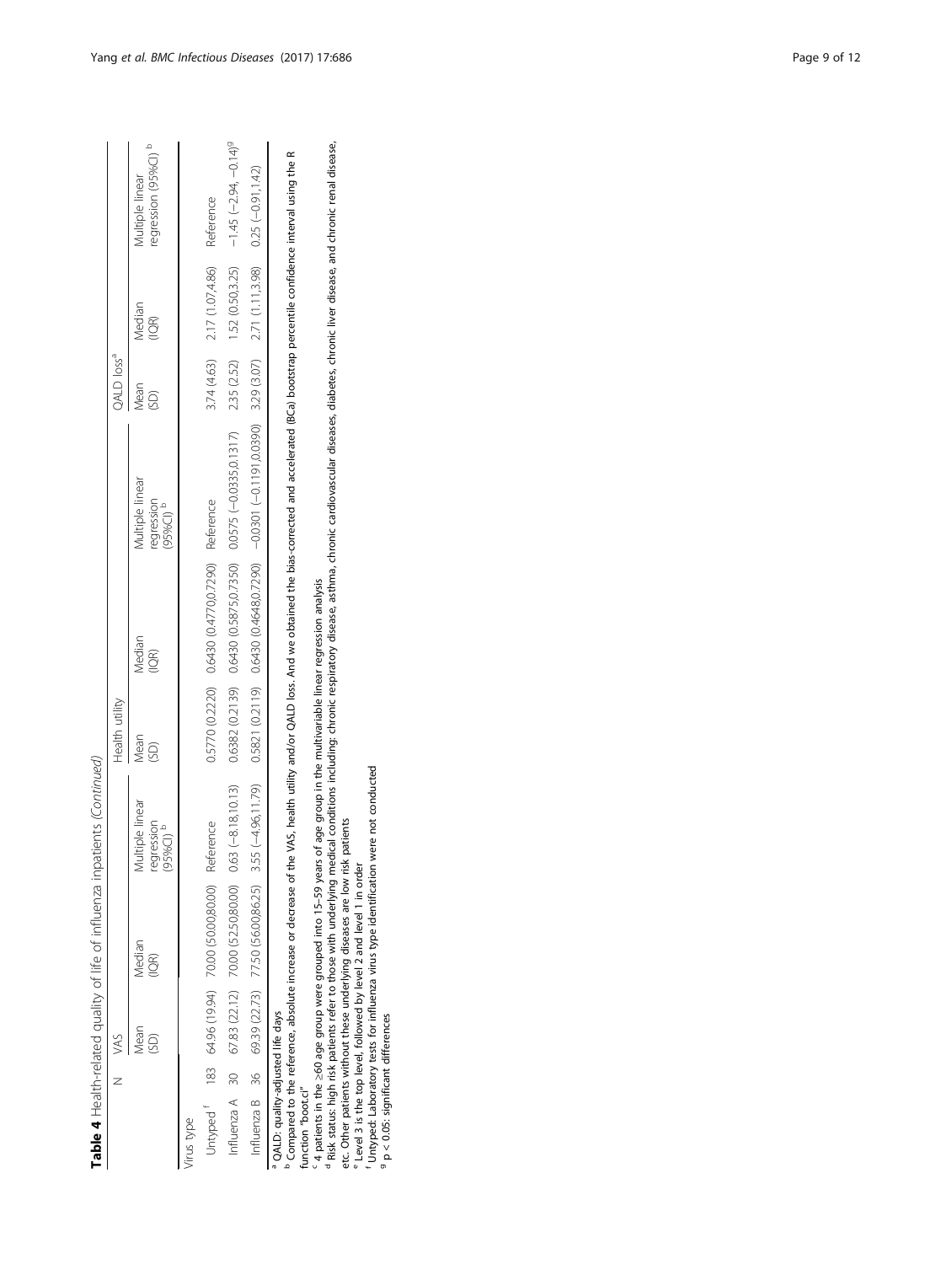**Table 4** Health-related quality of life of influenza inpatients *(Continued)*

| | N | VAS | | | Health utility | | | QALD loss[a] | | |
|---|---|---|---|---|---|---|---|---|---|---|
| | | Mean (SD) | Median (IQR) | Multiple linear regression (95%CI) [b] | Mean (SD) | Median (IQR) | Multiple linear regression (95%CI) [b] | Mean (SD) | Median (IQR) | Multiple linear regression (95%CI) [b] |
| Virus type | | | | | | | | | | |
| Untyped [f] | 183 | 64.96 (19.94) | 70.00 (50.00,80.00) | Reference | 0.5770 (0.2220) | 0.6430 (0.4770,0.7290) | Reference | 3.74 (4.63) | 2.17 (1.07,4.86) | Reference |
| Influenza A | 30 | 67.83 (22.12) | 70.00 (52.50,80.00) | 0.63 (−8.18,10.13) | 0.6382 (0.2139) | 0.6430 (0.5875,0.7350) | 0.0575 (−0.0335,0.1317) | 2.35 (2.52) | 1.52 (0.50,3.25) | −1.45 (−2.94, −0.14)[g] |
| Influenza B | 36 | 69.39 (22.73) | 77.50 (56.00,86.25) | 3.55 (−4.96,11.79) | 0.5821 (0.2119) | 0.6430 (0.4648,0.7290) | −0.0301 (−0.1191,0.0390) | 3.29 (3.07) | 2.71 (1.11,3.98) | 0.25 (−0.91,1.42) |

[a] QALD: quality-adjusted life days
[b] Compared to the reference, absolute increase or decrease of the VAS, health utility and/or QALD loss. And we obtained the bias-corrected and accelerated (BCa) bootstrap percentile confidence interval using the R function "boot.ci"
[c] 4 patients in the ≥60 age group were grouped into 15–59 years of age group in the multivariable linear regression analysis
[d] Risk status: high risk patients refer to those with underlying medical conditions including: chronic respiratory disease, asthma, chronic cardiovascular diseases, diabetes, chronic liver disease, and chronic renal disease, etc. Other patients without these underlying diseases are low risk patients
[e] Level 3 is the top level, followed by level 2 and level 1 in order
[f] Untyped: Laboratory tests for influenza virus type identification were not conducted
[g] $p < 0.05$: significant differences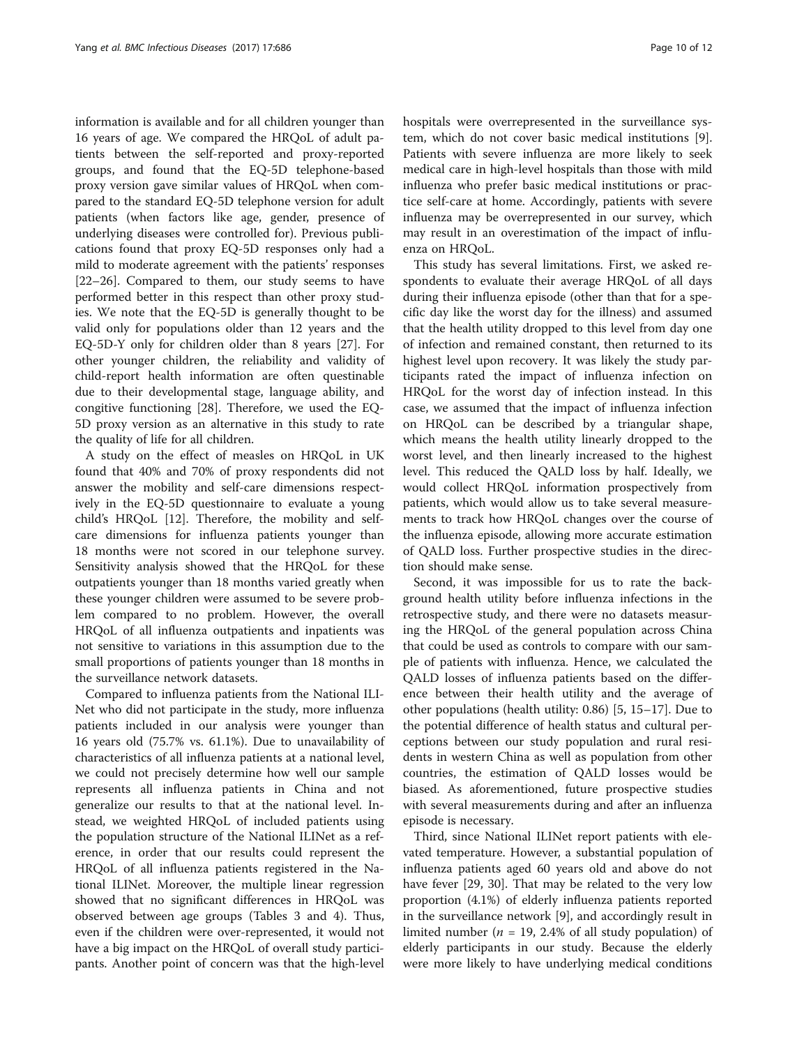information is available and for all children younger than 16 years of age. We compared the HRQoL of adult patients between the self-reported and proxy-reported groups, and found that the EQ-5D telephone-based proxy version gave similar values of HRQoL when compared to the standard EQ-5D telephone version for adult patients (when factors like age, gender, presence of underlying diseases were controlled for). Previous publications found that proxy EQ-5D responses only had a mild to moderate agreement with the patients' responses [22–26]. Compared to them, our study seems to have performed better in this respect than other proxy studies. We note that the EQ-5D is generally thought to be valid only for populations older than 12 years and the EQ-5D-Y only for children older than 8 years [27]. For other younger children, the reliability and validity of child-report health information are often questionable due to their developmental stage, language ability, and congitive functioning [28]. Therefore, we used the EQ-5D proxy version as an alternative in this study to rate the quality of life for all children.

A study on the effect of measles on HRQoL in UK found that 40% and 70% of proxy respondents did not answer the mobility and self-care dimensions respectively in the EQ-5D questionnaire to evaluate a young child's HRQoL [12]. Therefore, the mobility and self-care dimensions for influenza patients younger than 18 months were not scored in our telephone survey. Sensitivity analysis showed that the HRQoL for these outpatients younger than 18 months varied greatly when these younger children were assumed to be severe problem compared to no problem. However, the overall HRQoL of all influenza outpatients and inpatients was not sensitive to variations in this assumption due to the small proportions of patients younger than 18 months in the surveillance network datasets.

Compared to influenza patients from the National ILI-Net who did not participate in the study, more influenza patients included in our analysis were younger than 16 years old (75.7% vs. 61.1%). Due to unavailability of characteristics of all influenza patients at a national level, we could not precisely determine how well our sample represents all influenza patients in China and not generalize our results to that at the national level. Instead, we weighted HRQoL of included patients using the population structure of the National ILINet as a reference, in order that our results could represent the HRQoL of all influenza patients registered in the National ILINet. Moreover, the multiple linear regression showed that no significant differences in HRQoL was observed between age groups (Tables 3 and 4). Thus, even if the children were over-represented, it would not have a big impact on the HRQoL of overall study participants. Another point of concern was that the high-level hospitals were overrepresented in the surveillance system, which do not cover basic medical institutions [9]. Patients with severe influenza are more likely to seek medical care in high-level hospitals than those with mild influenza who prefer basic medical institutions or practice self-care at home. Accordingly, patients with severe influenza may be overrepresented in our survey, which may result in an overestimation of the impact of influenza on HRQoL.

This study has several limitations. First, we asked respondents to evaluate their average HRQoL of all days during their influenza episode (other than that for a specific day like the worst day for the illness) and assumed that the health utility dropped to this level from day one of infection and remained constant, then returned to its highest level upon recovery. It was likely the study participants rated the impact of influenza infection on HRQoL for the worst day of infection instead. In this case, we assumed that the impact of influenza infection on HRQoL can be described by a triangular shape, which means the health utility linearly dropped to the worst level, and then linearly increased to the highest level. This reduced the QALD loss by half. Ideally, we would collect HRQoL information prospectively from patients, which would allow us to take several measurements to track how HRQoL changes over the course of the influenza episode, allowing more accurate estimation of QALD loss. Further prospective studies in the direction should make sense.

Second, it was impossible for us to rate the background health utility before influenza infections in the retrospective study, and there were no datasets measuring the HRQoL of the general population across China that could be used as controls to compare with our sample of patients with influenza. Hence, we calculated the QALD losses of influenza patients based on the difference between their health utility and the average of other populations (health utility: 0.86) [5, 15–17]. Due to the potential difference of health status and cultural perceptions between our study population and rural residents in western China as well as population from other countries, the estimation of QALD losses would be biased. As aforementioned, future prospective studies with several measurements during and after an influenza episode is necessary.

Third, since National ILINet report patients with elevated temperature. However, a substantial population of influenza patients aged 60 years old and above do not have fever [29, 30]. That may be related to the very low proportion (4.1%) of elderly influenza patients reported in the surveillance network [9], and accordingly result in limited number ($n$ = 19, 2.4% of all study population) of elderly participants in our study. Because the elderly were more likely to have underlying medical conditions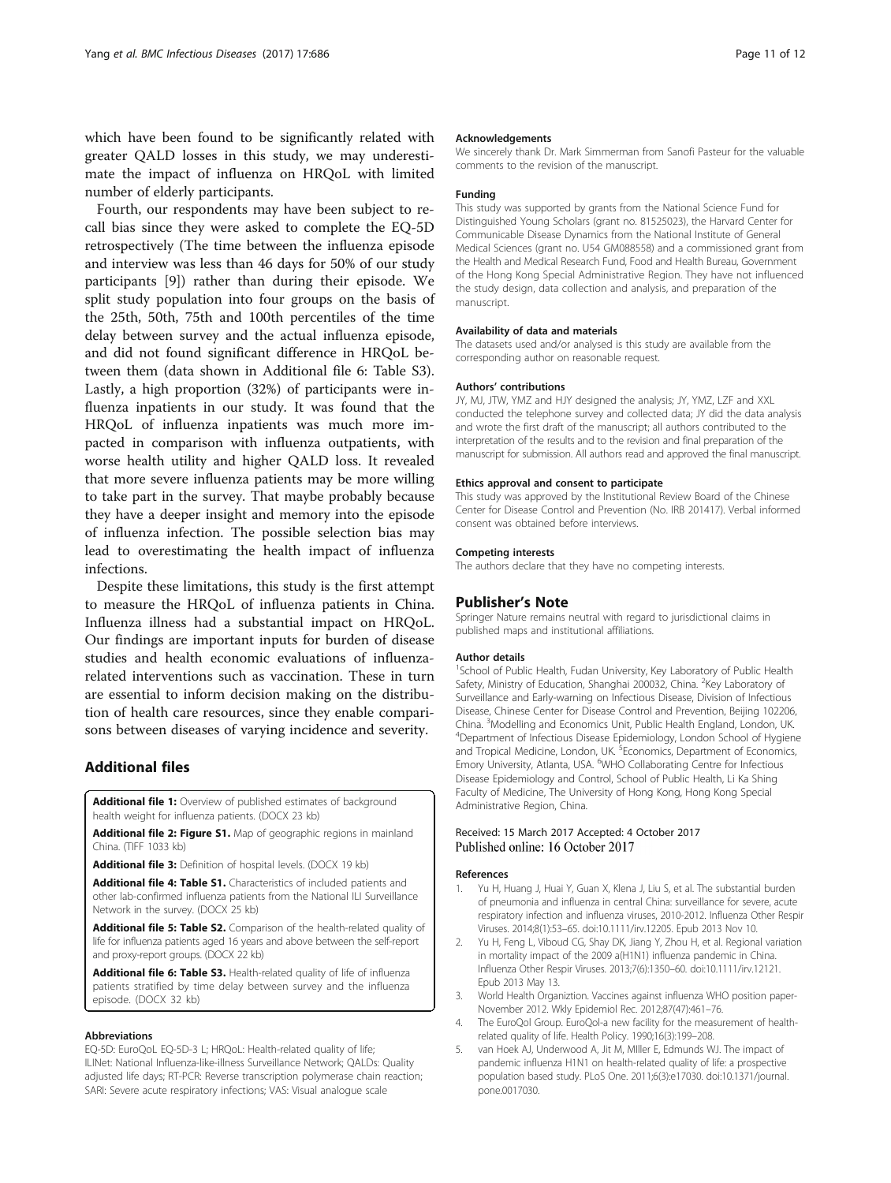which have been found to be significantly related with greater QALD losses in this study, we may underestimate the impact of influenza on HRQoL with limited number of elderly participants.

Fourth, our respondents may have been subject to recall bias since they were asked to complete the EQ-5D retrospectively (The time between the influenza episode and interview was less than 46 days for 50% of our study participants [9]) rather than during their episode. We split study population into four groups on the basis of the 25th, 50th, 75th and 100th percentiles of the time delay between survey and the actual influenza episode, and did not found significant difference in HRQoL between them (data shown in Additional file 6: Table S3). Lastly, a high proportion (32%) of participants were influenza inpatients in our study. It was found that the HRQoL of influenza inpatients was much more impacted in comparison with influenza outpatients, with worse health utility and higher QALD loss. It revealed that more severe influenza patients may be more willing to take part in the survey. That maybe probably because they have a deeper insight and memory into the episode of influenza infection. The possible selection bias may lead to overestimating the health impact of influenza infections.

Despite these limitations, this study is the first attempt to measure the HRQoL of influenza patients in China. Influenza illness had a substantial impact on HRQoL. Our findings are important inputs for burden of disease studies and health economic evaluations of influenza-related interventions such as vaccination. These in turn are essential to inform decision making on the distribution of health care resources, since they enable comparisons between diseases of varying incidence and severity.

## Additional files

**Additional file 1:** Overview of published estimates of background health weight for influenza patients. (DOCX 23 kb)

**Additional file 2: Figure S1.** Map of geographic regions in mainland China. (TIFF 1033 kb)

**Additional file 3:** Definition of hospital levels. (DOCX 19 kb)

**Additional file 4: Table S1.** Characteristics of included patients and other lab-confirmed influenza patients from the National ILI Surveillance Network in the survey. (DOCX 25 kb)

**Additional file 5: Table S2.** Comparison of the health-related quality of life for influenza patients aged 16 years and above between the self-report and proxy-report groups. (DOCX 22 kb)

**Additional file 6: Table S3.** Health-related quality of life of influenza patients stratified by time delay between survey and the influenza episode. (DOCX 32 kb)

#### Abbreviations

EQ-5D: EuroQoL EQ-5D-3 L; HRQoL: Health-related quality of life; ILINet: National Influenza-like-illness Surveillance Network; QALDs: Quality adjusted life days; RT-PCR: Reverse transcription polymerase chain reaction; SARI: Severe acute respiratory infections; VAS: Visual analogue scale

#### Acknowledgements

We sincerely thank Dr. Mark Simmerman from Sanofi Pasteur for the valuable comments to the revision of the manuscript.

#### Funding

This study was supported by grants from the National Science Fund for Distinguished Young Scholars (grant no. 81525023), the Harvard Center for Communicable Disease Dynamics from the National Institute of General Medical Sciences (grant no. U54 GM088558) and a commissioned grant from the Health and Medical Research Fund, Food and Health Bureau, Government of the Hong Kong Special Administrative Region. They have not influenced the study design, data collection and analysis, and preparation of the manuscript.

#### Availability of data and materials

The datasets used and/or analysed is this study are available from the corresponding author on reasonable request.

#### Authors' contributions

JY, MJ, JTW, YMZ and HJY designed the analysis; JY, YMZ, LZF and XXL conducted the telephone survey and collected data; JY did the data analysis and wrote the first draft of the manuscript; all authors contributed to the interpretation of the results and to the revision and final preparation of the manuscript for submission. All authors read and approved the final manuscript.

#### Ethics approval and consent to participate

This study was approved by the Institutional Review Board of the Chinese Center for Disease Control and Prevention (No. IRB 201417). Verbal informed consent was obtained before interviews.

#### Competing interests

The authors declare that they have no competing interests.

## Publisher's Note

Springer Nature remains neutral with regard to jurisdictional claims in published maps and institutional affiliations.

#### Author details

[1]School of Public Health, Fudan University, Key Laboratory of Public Health Safety, Ministry of Education, Shanghai 200032, China. [2]Key Laboratory of Surveillance and Early-warning on Infectious Disease, Division of Infectious Disease, Chinese Center for Disease Control and Prevention, Beijing 102206, China. [3]Modelling and Economics Unit, Public Health England, London, UK. [4]Department of Infectious Disease Epidemiology, London School of Hygiene and Tropical Medicine, London, UK. [5]Economics, Department of Economics, Emory University, Atlanta, USA. [6]WHO Collaborating Centre for Infectious Disease Epidemiology and Control, School of Public Health, Li Ka Shing Faculty of Medicine, The University of Hong Kong, Hong Kong Special Administrative Region, China.

Received: 15 March 2017 Accepted: 4 October 2017
Published online: 16 October 2017

#### References

1. Yu H, Huang J, Huai Y, Guan X, Klena J, Liu S, et al. The substantial burden of pneumonia and influenza in central China: surveillance for severe, acute respiratory infection and influenza viruses, 2010-2012. Influenza Other Respir Viruses. 2014;8(1):53–65. doi:10.1111/irv.12205. Epub 2013 Nov 10.
2. Yu H, Feng L, Viboud CG, Shay DK, Jiang Y, Zhou H, et al. Regional variation in mortality impact of the 2009 a(H1N1) influenza pandemic in China. Influenza Other Respir Viruses. 2013;7(6):1350–60. doi:10.1111/irv.12121. Epub 2013 May 13.
3. World Health Organiztion. Vaccines against influenza WHO position paper-November 2012. Wkly Epidemiol Rec. 2012;87(47):461–76.
4. The EuroQol Group. EuroQol-a new facility for the measurement of health-related quality of life. Health Policy. 1990;16(3):199–208.
5. van Hoek AJ, Underwood A, Jit M, MIller E, Edmunds WJ. The impact of pandemic influenza H1N1 on health-related quality of life: a prospective population based study. PLoS One. 2011;6(3):e17030. doi:10.1371/journal.pone.0017030.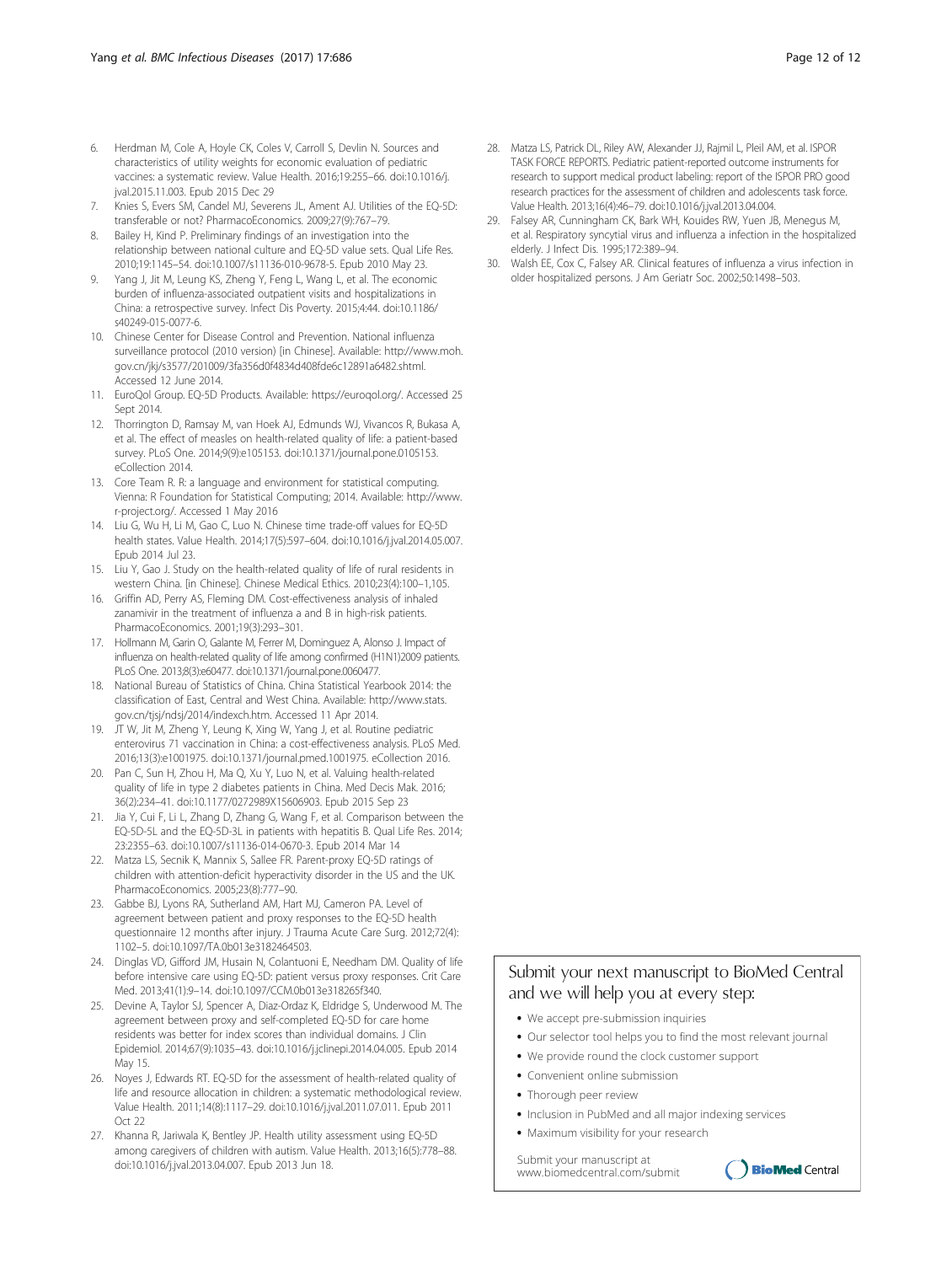6. Herdman M, Cole A, Hoyle CK, Coles V, Carroll S, Devlin N. Sources and characteristics of utility weights for economic evaluation of pediatric vaccines: a systematic review. Value Health. 2016;19:255–66. doi:10.1016/j.jval.2015.11.003. Epub 2015 Dec 29
7. Knies S, Evers SM, Candel MJ, Severens JL, Ament AJ. Utilities of the EQ-5D: transferable or not? PharmacoEconomics. 2009;27(9):767–79.
8. Bailey H, Kind P. Preliminary findings of an investigation into the relationship between national culture and EQ-5D value sets. Qual Life Res. 2010;19:1145–54. doi:10.1007/s11136-010-9678-5. Epub 2010 May 23.
9. Yang J, Jit M, Leung KS, Zheng Y, Feng L, Wang L, et al. The economic burden of influenza-associated outpatient visits and hospitalizations in China: a retrospective survey. Infect Dis Poverty. 2015;4:44. doi:10.1186/s40249-015-0077-6.
10. Chinese Center for Disease Control and Prevention. National influenza surveillance protocol (2010 version) [in Chinese]. Available: http://www.moh.gov.cn/jkj/s3577/201009/3fa356d0f4834d408fde6c12891a6482.shtml. Accessed 12 June 2014.
11. EuroQol Group. EQ-5D Products. Available: https://euroqol.org/. Accessed 25 Sept 2014.
12. Thorrington D, Ramsay M, van Hoek AJ, Edmunds WJ, Vivancos R, Bukasa A, et al. The effect of measles on health-related quality of life: a patient-based survey. PLoS One. 2014;9(9):e105153. doi:10.1371/journal.pone.0105153. eCollection 2014.
13. Core Team R. R: a language and environment for statistical computing. Vienna: R Foundation for Statistical Computing; 2014. Available: http://www.r-project.org/. Accessed 1 May 2016
14. Liu G, Wu H, Li M, Gao C, Luo N. Chinese time trade-off values for EQ-5D health states. Value Health. 2014;17(5):597–604. doi:10.1016/j.jval.2014.05.007. Epub 2014 Jul 23.
15. Liu Y, Gao J. Study on the health-related quality of life of rural residents in western China. [in Chinese]. Chinese Medical Ethics. 2010;23(4):100–1,105.
16. Griffin AD, Perry AS, Fleming DM. Cost-effectiveness analysis of inhaled zanamivir in the treatment of influenza a and B in high-risk patients. PharmacoEconomics. 2001;19(3):293–301.
17. Hollmann M, Garin O, Galante M, Ferrer M, Dominguez A, Alonso J. Impact of influenza on health-related quality of life among confirmed (H1N1)2009 patients. PLoS One. 2013;8(3):e60477. doi:10.1371/journal.pone.0060477.
18. National Bureau of Statistics of China. China Statistical Yearbook 2014: the classification of East, Central and West China. Available: http://www.stats.gov.cn/tjsj/ndsj/2014/indexch.htm. Accessed 11 Apr 2014.
19. JT W, Jit M, Zheng Y, Leung K, Xing W, Yang J, et al. Routine pediatric enterovirus 71 vaccination in China: a cost-effectiveness analysis. PLoS Med. 2016;13(3):e1001975. doi:10.1371/journal.pmed.1001975. eCollection 2016.
20. Pan C, Sun H, Zhou H, Ma Q, Xu Y, Luo N, et al. Valuing health-related quality of life in type 2 diabetes patients in China. Med Decis Mak. 2016;36(2):234–41. doi:10.1177/0272989X15606903. Epub 2015 Sep 23
21. Jia Y, Cui F, Li L, Zhang D, Zhang G, Wang F, et al. Comparison between the EQ-5D-5L and the EQ-5D-3L in patients with hepatitis B. Qual Life Res. 2014;23:2355–63. doi:10.1007/s11136-014-0670-3. Epub 2014 Mar 14
22. Matza LS, Secnik K, Mannix S, Sallee FR. Parent-proxy EQ-5D ratings of children with attention-deficit hyperactivity disorder in the US and the UK. PharmacoEconomics. 2005;23(8):777–90.
23. Gabbe BJ, Lyons RA, Sutherland AM, Hart MJ, Cameron PA. Level of agreement between patient and proxy responses to the EQ-5D health questionnaire 12 months after injury. J Trauma Acute Care Surg. 2012;72(4):1102–5. doi:10.1097/TA.0b013e3182464503.
24. Dinglas VD, Gifford JM, Husain N, Colantuoni E, Needham DM. Quality of life before intensive care using EQ-5D: patient versus proxy responses. Crit Care Med. 2013;41(1):9–14. doi:10.1097/CCM.0b013e318265f340.
25. Devine A, Taylor SJ, Spencer A, Diaz-Ordaz K, Eldridge S, Underwood M. The agreement between proxy and self-completed EQ-5D for care home residents was better for index scores than individual domains. J Clin Epidemiol. 2014;67(9):1035–43. doi:10.1016/j.jclinepi.2014.04.005. Epub 2014 May 15.
26. Noyes J, Edwards RT. EQ-5D for the assessment of health-related quality of life and resource allocation in children: a systematic methodological review. Value Health. 2011;14(8):1117–29. doi:10.1016/j.jval.2011.07.011. Epub 2011 Oct 22
27. Khanna R, Jariwala K, Bentley JP. Health utility assessment using EQ-5D among caregivers of children with autism. Value Health. 2013;16(5):778–88. doi:10.1016/j.jval.2013.04.007. Epub 2013 Jun 18.
28. Matza LS, Patrick DL, Riley AW, Alexander JJ, Rajmil L, Pleil AM, et al. ISPOR TASK FORCE REPORTS. Pediatric patient-reported outcome instruments for research to support medical product labeling: report of the ISPOR PRO good research practices for the assessment of children and adolescents task force. Value Health. 2013;16(4):46–79. doi:10.1016/j.jval.2013.04.004.
29. Falsey AR, Cunningham CK, Bark WH, Kouides RW, Yuen JB, Menegus M, et al. Respiratory syncytial virus and influenza a infection in the hospitalized elderly. J Infect Dis. 1995;172:389–94.
30. Walsh EE, Cox C, Falsey AR. Clinical features of influenza a virus infection in older hospitalized persons. J Am Geriatr Soc. 2002;50:1498–503.

Submit your next manuscript to BioMed Central and we will help you at every step:

- We accept pre-submission inquiries
- Our selector tool helps you to find the most relevant journal
- We provide round the clock customer support
- Convenient online submission
- Thorough peer review
- Inclusion in PubMed and all major indexing services
- Maximum visibility for your research

Submit your manuscript at www.biomedcentral.com/submit

BioMed Central